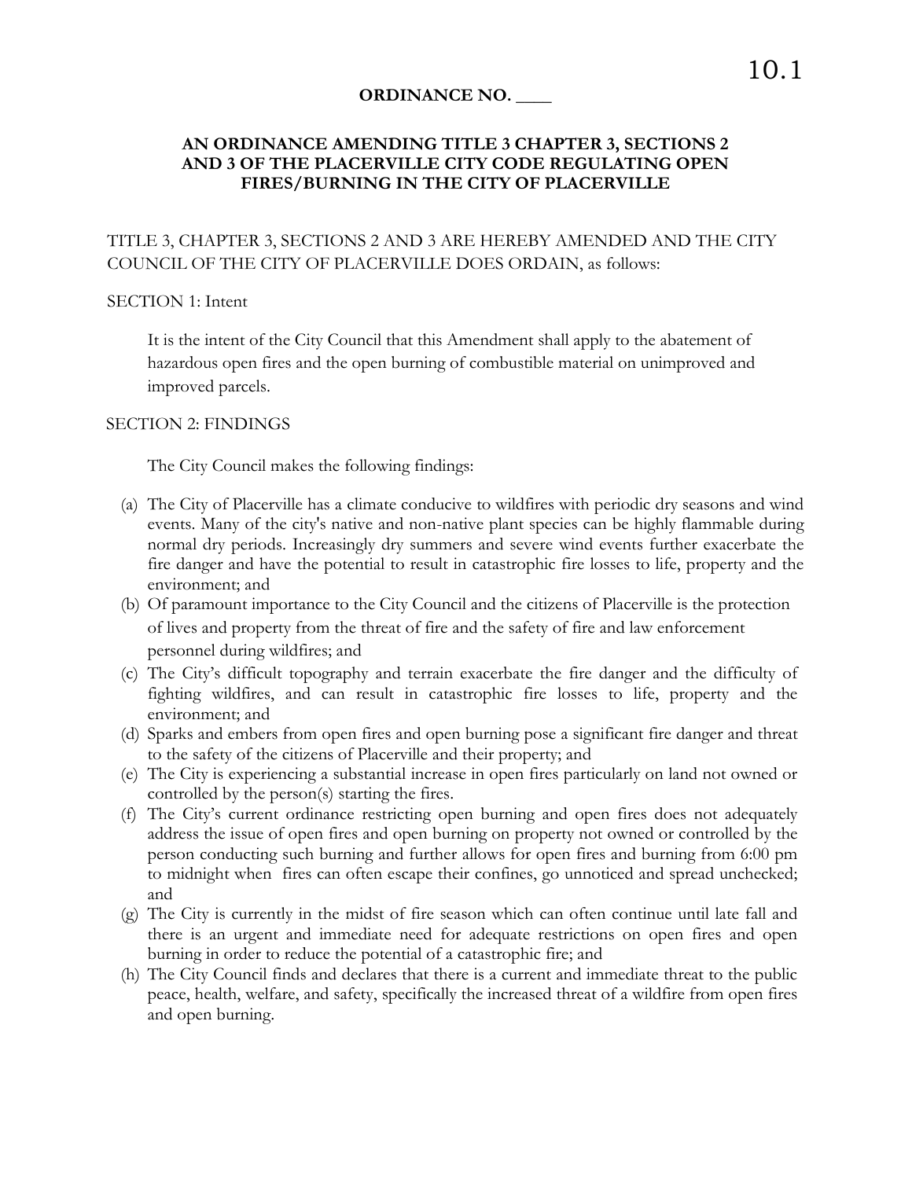# ORDINANCE NO. ____

## AN ORDINANCE AMENDING TITLE 3 CHAPTER 3, SECTIONS 2 AND 3 OF THE PLACERVILLE CITY CODE REGULATING OPEN FIRES/BURNING IN THE CITY OF PLACERVILLE

TITLE 3, CHAPTER 3, SECTIONS 2 AND 3 ARE HEREBY AMENDED AND THE CITY COUNCIL OF THE CITY OF PLACERVILLE DOES ORDAIN, as follows:

SECTION 1: Intent

It is the intent of the City Council that this Amendment shall apply to the abatement of hazardous open fires and the open burning of combustible material on unimproved and improved parcels.

SECTION 2: FINDINGS

The City Council makes the following findings:

(a) The City of Placerville has a climate conducive to wildfires with periodic dry seasons and wind events. Many of the city's native and non-native plant species can be highly flammable during normal dry periods. Increasingly dry summers and severe wind events further exacerbate the fire danger and have the potential to result in catastrophic fire losses to life, property and the environment; and

(b) Of paramount importance to the City Council and the citizens of Placerville is the protection of lives and property from the threat of fire and the safety of fire and law enforcement personnel during wildfires; and

(c) The City's difficult topography and terrain exacerbate the fire danger and the difficulty of fighting wildfires, and can result in catastrophic fire losses to life, property and the environment; and

(d) Sparks and embers from open fires and open burning pose a significant fire danger and threat to the safety of the citizens of Placerville and their property; and

(e) The City is experiencing a substantial increase in open fires particularly on land not owned or controlled by the person(s) starting the fires.

(f) The City's current ordinance restricting open burning and open fires does not adequately address the issue of open fires and open burning on property not owned or controlled by the person conducting such burning and further allows for open fires and burning from 6:00 pm to midnight when fires can often escape their confines, go unnoticed and spread unchecked; and

(g) The City is currently in the midst of fire season which can often continue until late fall and there is an urgent and immediate need for adequate restrictions on open fires and open burning in order to reduce the potential of a catastrophic fire; and

(h) The City Council finds and declares that there is a current and immediate threat to the public peace, health, welfare, and safety, specifically the increased threat of a wildfire from open fires and open burning.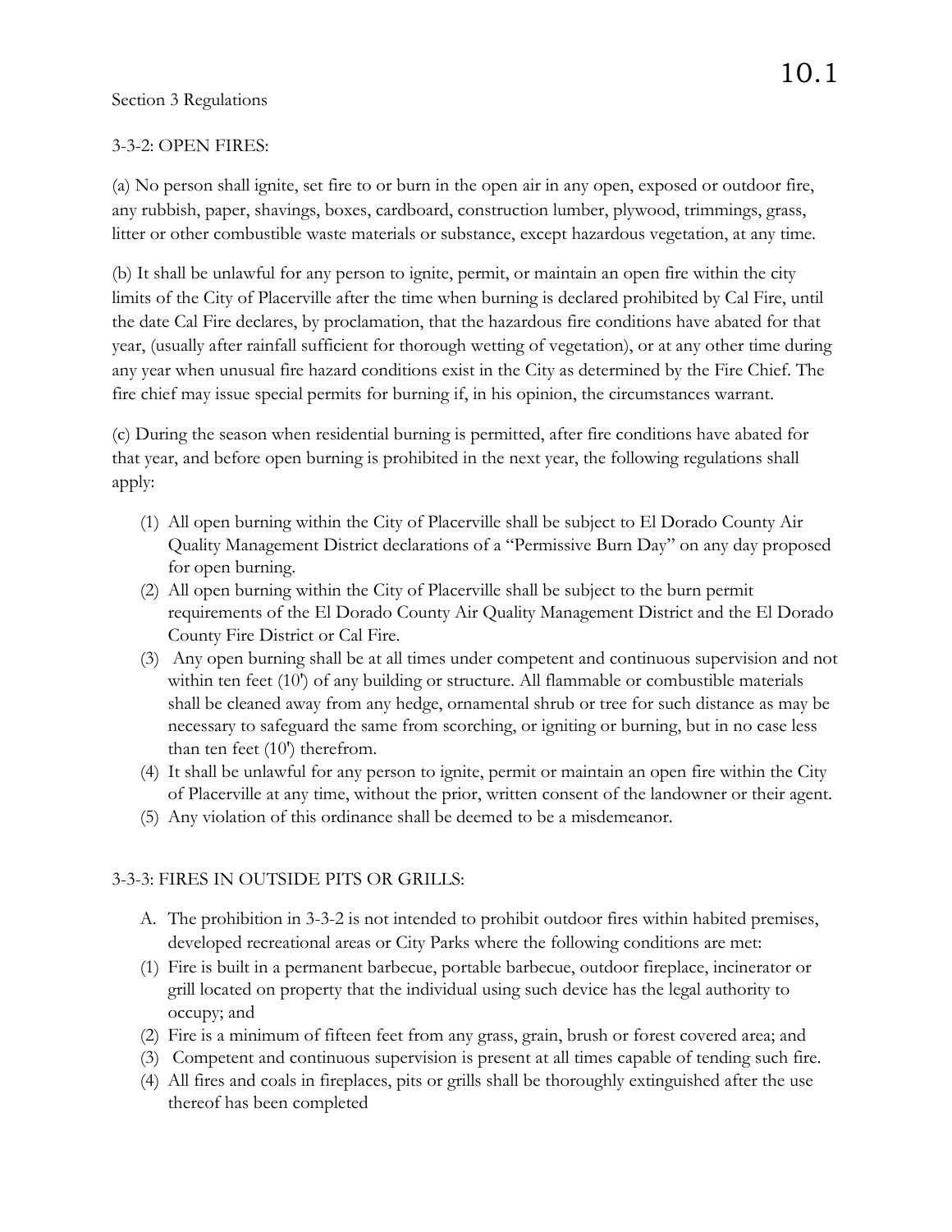10.1

Section 3 Regulations

3-3-2: OPEN FIRES:

(a) No person shall ignite, set fire to or burn in the open air in any open, exposed or outdoor fire, any rubbish, paper, shavings, boxes, cardboard, construction lumber, plywood, trimmings, grass, litter or other combustible waste materials or substance, except hazardous vegetation, at any time.

(b) It shall be unlawful for any person to ignite, permit, or maintain an open fire within the city limits of the City of Placerville after the time when burning is declared prohibited by Cal Fire, until the date Cal Fire declares, by proclamation, that the hazardous fire conditions have abated for that year, (usually after rainfall sufficient for thorough wetting of vegetation), or at any other time during any year when unusual fire hazard conditions exist in the City as determined by the Fire Chief. The fire chief may issue special permits for burning if, in his opinion, the circumstances warrant.

(c) During the season when residential burning is permitted, after fire conditions have abated for that year, and before open burning is prohibited in the next year, the following regulations shall apply:

1. All open burning within the City of Placerville shall be subject to El Dorado County Air Quality Management District declarations of a "Permissive Burn Day" on any day proposed for open burning.
2. All open burning within the City of Placerville shall be subject to the burn permit requirements of the El Dorado County Air Quality Management District and the El Dorado County Fire District or Cal Fire.
3. Any open burning shall be at all times under competent and continuous supervision and not within ten feet (10') of any building or structure. All flammable or combustible materials shall be cleaned away from any hedge, ornamental shrub or tree for such distance as may be necessary to safeguard the same from scorching, or igniting or burning, but in no case less than ten feet (10') therefrom.
4. It shall be unlawful for any person to ignite, permit or maintain an open fire within the City of Placerville at any time, without the prior, written consent of the landowner or their agent.
5. Any violation of this ordinance shall be deemed to be a misdemeanor.

3-3-3: FIRES IN OUTSIDE PITS OR GRILLS:

A. The prohibition in 3-3-2 is not intended to prohibit outdoor fires within habited premises, developed recreational areas or City Parks where the following conditions are met:

(1) Fire is built in a permanent barbecue, portable barbecue, outdoor fireplace, incinerator or grill located on property that the individual using such device has the legal authority to occupy; and

(2) Fire is a minimum of fifteen feet from any grass, grain, brush or forest covered area; and

(3) Competent and continuous supervision is present at all times capable of tending such fire.

(4) All fires and coals in fireplaces, pits or grills shall be thoroughly extinguished after the use thereof has been completed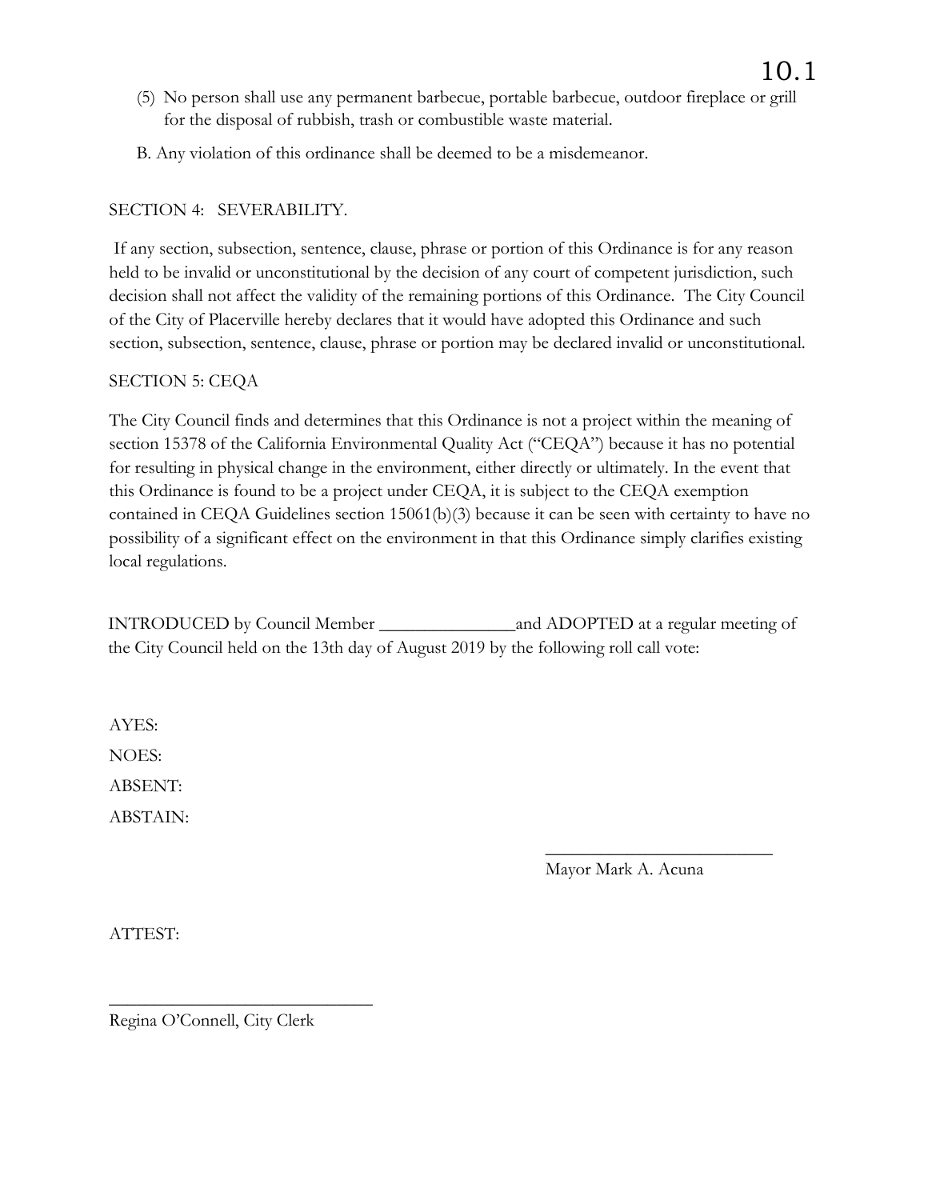(5) No person shall use any permanent barbecue, portable barbecue, outdoor fireplace or grill for the disposal of rubbish, trash or combustible waste material.

B. Any violation of this ordinance shall be deemed to be a misdemeanor.

SECTION 4: SEVERABILITY.

If any section, subsection, sentence, clause, phrase or portion of this Ordinance is for any reason held to be invalid or unconstitutional by the decision of any court of competent jurisdiction, such decision shall not affect the validity of the remaining portions of this Ordinance. The City Council of the City of Placerville hereby declares that it would have adopted this Ordinance and such section, subsection, sentence, clause, phrase or portion may be declared invalid or unconstitutional.

SECTION 5: CEQA

The City Council finds and determines that this Ordinance is not a project within the meaning of section 15378 of the California Environmental Quality Act ("CEQA") because it has no potential for resulting in physical change in the environment, either directly or ultimately. In the event that this Ordinance is found to be a project under CEQA, it is subject to the CEQA exemption contained in CEQA Guidelines section 15061(b)(3) because it can be seen with certainty to have no possibility of a significant effect on the environment in that this Ordinance simply clarifies existing local regulations.

INTRODUCED by Council Member _______________and ADOPTED at a regular meeting of the City Council held on the 13th day of August 2019 by the following roll call vote:

AYES:

NOES:

ABSENT:

ABSTAIN:

__________________________

Mayor Mark A. Acuna

ATTEST:

______________________________

Regina O'Connell, City Clerk